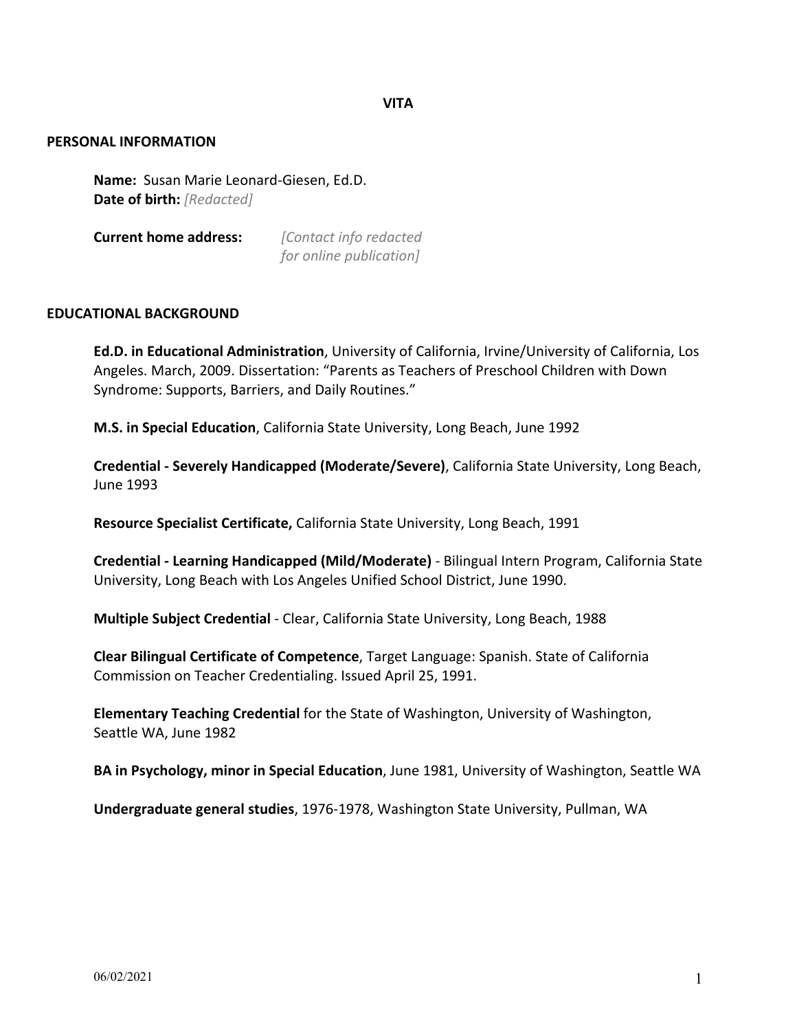# VITA

## PERSONAL INFORMATION

**Name:** Susan Marie Leonard-Giesen, Ed.D.
**Date of birth:** *[Redacted]*

**Current home address:** *[Contact info redacted for online publication]*

## EDUCATIONAL BACKGROUND

**Ed.D. in Educational Administration**, University of California, Irvine/University of California, Los Angeles. March, 2009. Dissertation: "Parents as Teachers of Preschool Children with Down Syndrome: Supports, Barriers, and Daily Routines."

**M.S. in Special Education**, California State University, Long Beach, June 1992

**Credential - Severely Handicapped (Moderate/Severe)**, California State University, Long Beach, June 1993

**Resource Specialist Certificate,** California State University, Long Beach, 1991

**Credential - Learning Handicapped (Mild/Moderate)** - Bilingual Intern Program, California State University, Long Beach with Los Angeles Unified School District, June 1990.

**Multiple Subject Credential** - Clear, California State University, Long Beach, 1988

**Clear Bilingual Certificate of Competence**, Target Language: Spanish. State of California Commission on Teacher Credentialing. Issued April 25, 1991.

**Elementary Teaching Credential** for the State of Washington, University of Washington, Seattle WA, June 1982

**BA in Psychology, minor in Special Education**, June 1981, University of Washington, Seattle WA

**Undergraduate general studies**, 1976-1978, Washington State University, Pullman, WA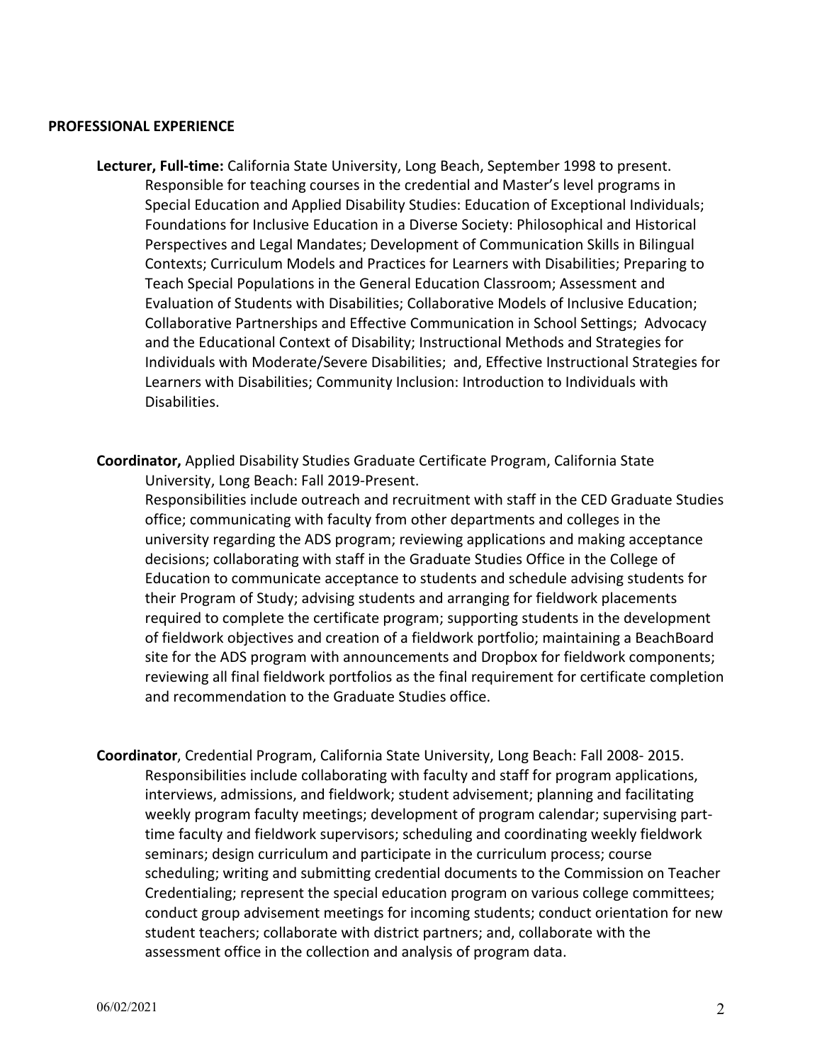## PROFESSIONAL EXPERIENCE

**Lecturer, Full-time:** California State University, Long Beach, September 1998 to present. Responsible for teaching courses in the credential and Master's level programs in Special Education and Applied Disability Studies: Education of Exceptional Individuals; Foundations for Inclusive Education in a Diverse Society: Philosophical and Historical Perspectives and Legal Mandates; Development of Communication Skills in Bilingual Contexts; Curriculum Models and Practices for Learners with Disabilities; Preparing to Teach Special Populations in the General Education Classroom; Assessment and Evaluation of Students with Disabilities; Collaborative Models of Inclusive Education; Collaborative Partnerships and Effective Communication in School Settings; Advocacy and the Educational Context of Disability; Instructional Methods and Strategies for Individuals with Moderate/Severe Disabilities; and, Effective Instructional Strategies for Learners with Disabilities; Community Inclusion: Introduction to Individuals with Disabilities.

**Coordinator,** Applied Disability Studies Graduate Certificate Program, California State University, Long Beach: Fall 2019-Present.
Responsibilities include outreach and recruitment with staff in the CED Graduate Studies office; communicating with faculty from other departments and colleges in the university regarding the ADS program; reviewing applications and making acceptance decisions; collaborating with staff in the Graduate Studies Office in the College of Education to communicate acceptance to students and schedule advising students for their Program of Study; advising students and arranging for fieldwork placements required to complete the certificate program; supporting students in the development of fieldwork objectives and creation of a fieldwork portfolio; maintaining a BeachBoard site for the ADS program with announcements and Dropbox for fieldwork components; reviewing all final fieldwork portfolios as the final requirement for certificate completion and recommendation to the Graduate Studies office.

**Coordinator**, Credential Program, California State University, Long Beach: Fall 2008- 2015.
Responsibilities include collaborating with faculty and staff for program applications, interviews, admissions, and fieldwork; student advisement; planning and facilitating weekly program faculty meetings; development of program calendar; supervising part-time faculty and fieldwork supervisors; scheduling and coordinating weekly fieldwork seminars; design curriculum and participate in the curriculum process; course scheduling; writing and submitting credential documents to the Commission on Teacher Credentialing; represent the special education program on various college committees; conduct group advisement meetings for incoming students; conduct orientation for new student teachers; collaborate with district partners; and, collaborate with the assessment office in the collection and analysis of program data.

06/02/2021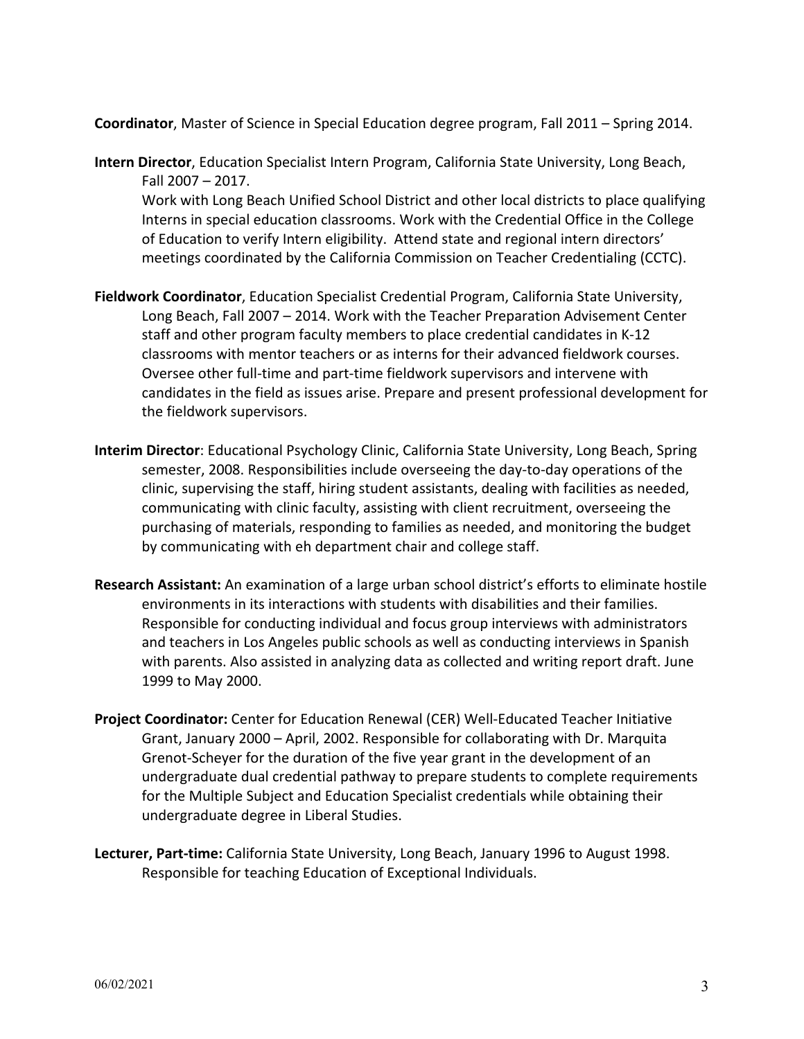**Coordinator**, Master of Science in Special Education degree program, Fall 2011 – Spring 2014.

**Intern Director**, Education Specialist Intern Program, California State University, Long Beach, Fall 2007 – 2017.
Work with Long Beach Unified School District and other local districts to place qualifying Interns in special education classrooms. Work with the Credential Office in the College of Education to verify Intern eligibility. Attend state and regional intern directors' meetings coordinated by the California Commission on Teacher Credentialing (CCTC).

**Fieldwork Coordinator**, Education Specialist Credential Program, California State University, Long Beach, Fall 2007 – 2014. Work with the Teacher Preparation Advisement Center staff and other program faculty members to place credential candidates in K-12 classrooms with mentor teachers or as interns for their advanced fieldwork courses. Oversee other full-time and part-time fieldwork supervisors and intervene with candidates in the field as issues arise. Prepare and present professional development for the fieldwork supervisors.

**Interim Director**: Educational Psychology Clinic, California State University, Long Beach, Spring semester, 2008. Responsibilities include overseeing the day-to-day operations of the clinic, supervising the staff, hiring student assistants, dealing with facilities as needed, communicating with clinic faculty, assisting with client recruitment, overseeing the purchasing of materials, responding to families as needed, and monitoring the budget by communicating with eh department chair and college staff.

**Research Assistant:** An examination of a large urban school district's efforts to eliminate hostile environments in its interactions with students with disabilities and their families. Responsible for conducting individual and focus group interviews with administrators and teachers in Los Angeles public schools as well as conducting interviews in Spanish with parents. Also assisted in analyzing data as collected and writing report draft. June 1999 to May 2000.

**Project Coordinator:** Center for Education Renewal (CER) Well-Educated Teacher Initiative Grant, January 2000 – April, 2002. Responsible for collaborating with Dr. Marquita Grenot-Scheyer for the duration of the five year grant in the development of an undergraduate dual credential pathway to prepare students to complete requirements for the Multiple Subject and Education Specialist credentials while obtaining their undergraduate degree in Liberal Studies.

**Lecturer, Part-time:** California State University, Long Beach, January 1996 to August 1998. Responsible for teaching Education of Exceptional Individuals.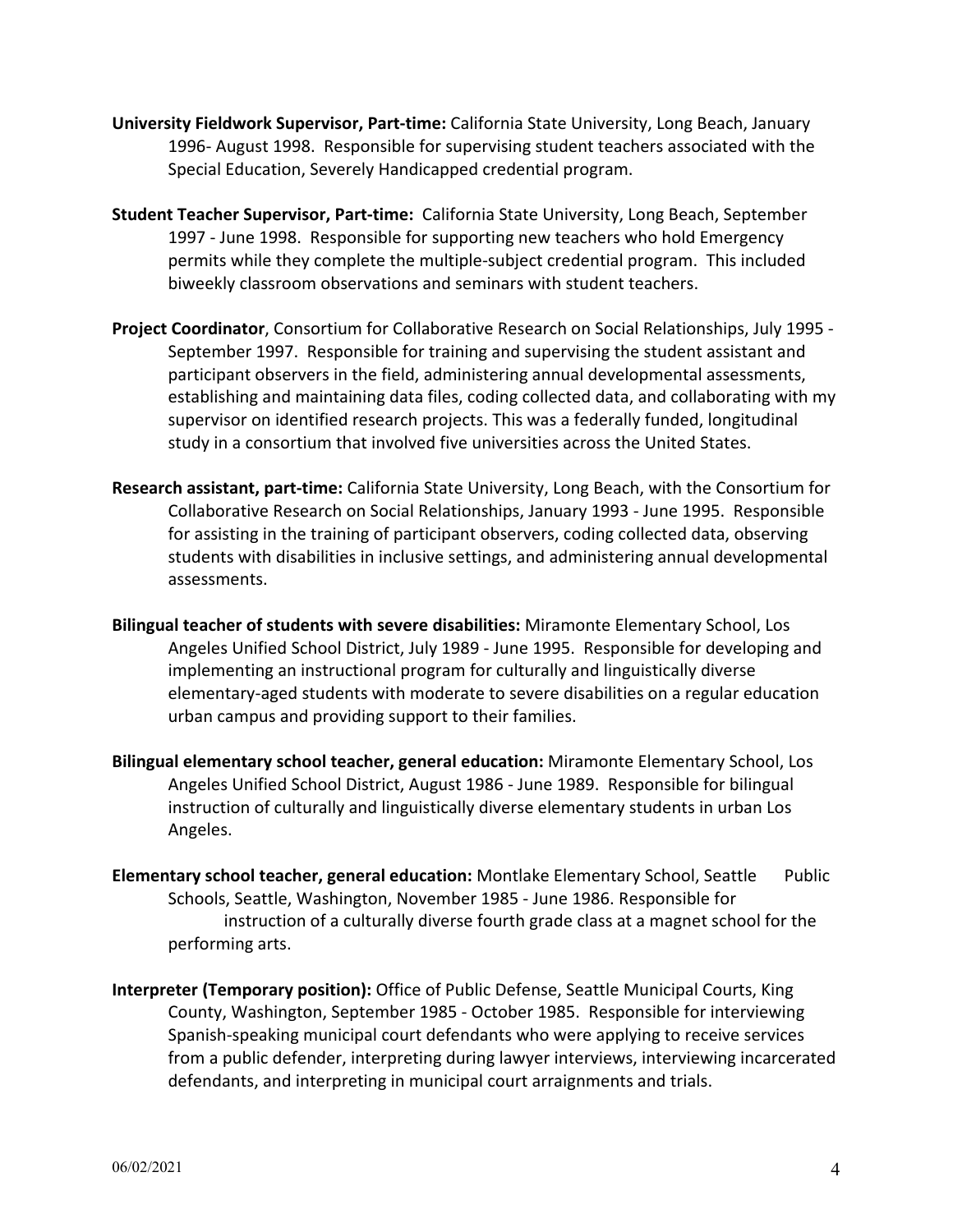**University Fieldwork Supervisor, Part-time:** California State University, Long Beach, January 1996- August 1998. Responsible for supervising student teachers associated with the Special Education, Severely Handicapped credential program.

**Student Teacher Supervisor, Part-time:** California State University, Long Beach, September 1997 - June 1998. Responsible for supporting new teachers who hold Emergency permits while they complete the multiple-subject credential program. This included biweekly classroom observations and seminars with student teachers.

**Project Coordinator**, Consortium for Collaborative Research on Social Relationships, July 1995 - September 1997. Responsible for training and supervising the student assistant and participant observers in the field, administering annual developmental assessments, establishing and maintaining data files, coding collected data, and collaborating with my supervisor on identified research projects. This was a federally funded, longitudinal study in a consortium that involved five universities across the United States.

**Research assistant, part-time:** California State University, Long Beach, with the Consortium for Collaborative Research on Social Relationships, January 1993 - June 1995. Responsible for assisting in the training of participant observers, coding collected data, observing students with disabilities in inclusive settings, and administering annual developmental assessments.

**Bilingual teacher of students with severe disabilities:** Miramonte Elementary School, Los Angeles Unified School District, July 1989 - June 1995. Responsible for developing and implementing an instructional program for culturally and linguistically diverse elementary-aged students with moderate to severe disabilities on a regular education urban campus and providing support to their families.

**Bilingual elementary school teacher, general education:** Miramonte Elementary School, Los Angeles Unified School District, August 1986 - June 1989. Responsible for bilingual instruction of culturally and linguistically diverse elementary students in urban Los Angeles.

**Elementary school teacher, general education:** Montlake Elementary School, Seattle Public Schools, Seattle, Washington, November 1985 - June 1986. Responsible for instruction of a culturally diverse fourth grade class at a magnet school for the performing arts.

**Interpreter (Temporary position):** Office of Public Defense, Seattle Municipal Courts, King County, Washington, September 1985 - October 1985. Responsible for interviewing Spanish-speaking municipal court defendants who were applying to receive services from a public defender, interpreting during lawyer interviews, interviewing incarcerated defendants, and interpreting in municipal court arraignments and trials.

06/02/2021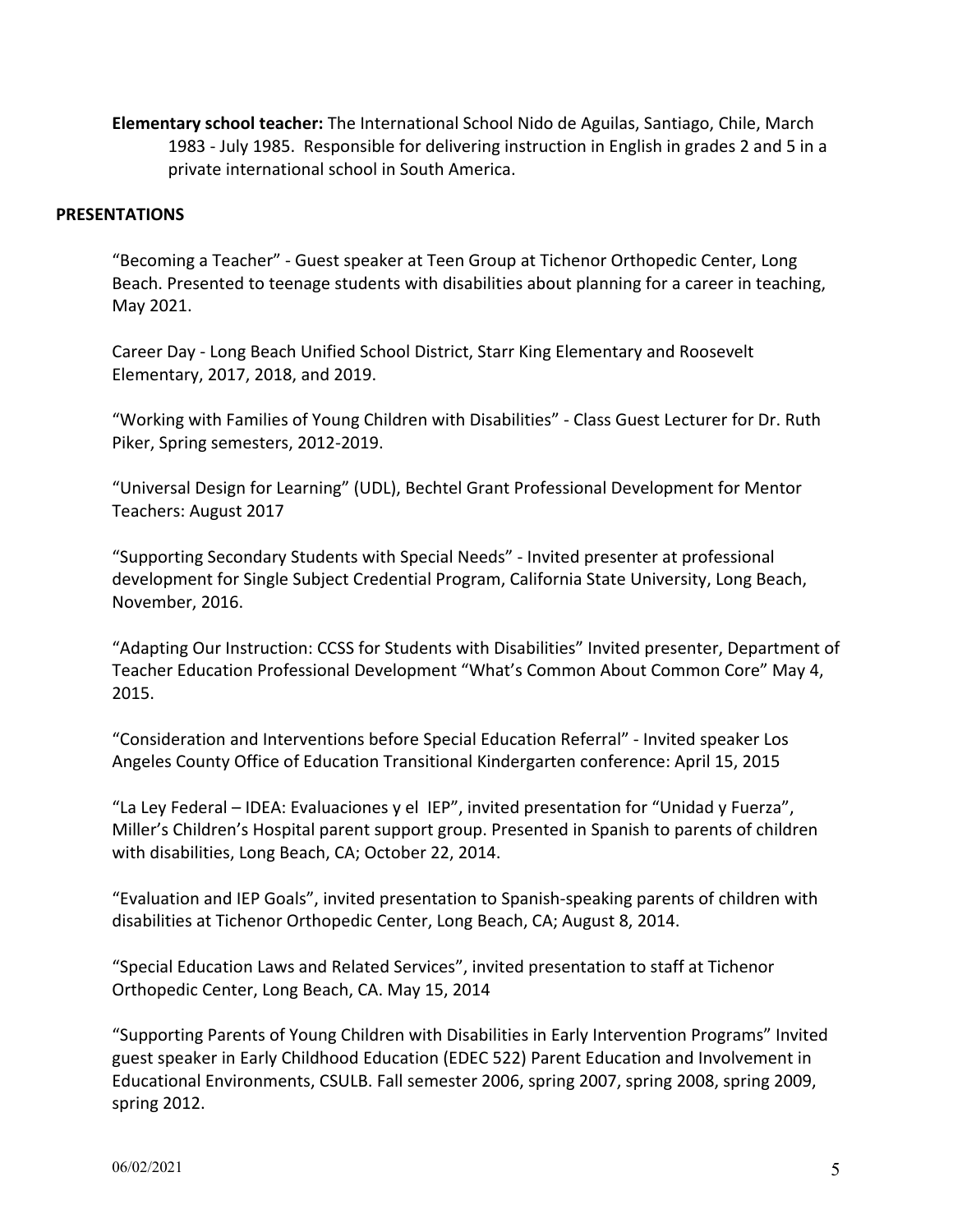**Elementary school teacher:** The International School Nido de Aguilas, Santiago, Chile, March 1983 - July 1985. Responsible for delivering instruction in English in grades 2 and 5 in a private international school in South America.

## PRESENTATIONS

"Becoming a Teacher" - Guest speaker at Teen Group at Tichenor Orthopedic Center, Long Beach. Presented to teenage students with disabilities about planning for a career in teaching, May 2021.

Career Day - Long Beach Unified School District, Starr King Elementary and Roosevelt Elementary, 2017, 2018, and 2019.

"Working with Families of Young Children with Disabilities" - Class Guest Lecturer for Dr. Ruth Piker, Spring semesters, 2012-2019.

"Universal Design for Learning" (UDL), Bechtel Grant Professional Development for Mentor Teachers: August 2017

"Supporting Secondary Students with Special Needs" - Invited presenter at professional development for Single Subject Credential Program, California State University, Long Beach, November, 2016.

"Adapting Our Instruction: CCSS for Students with Disabilities" Invited presenter, Department of Teacher Education Professional Development "What's Common About Common Core" May 4, 2015.

"Consideration and Interventions before Special Education Referral" - Invited speaker Los Angeles County Office of Education Transitional Kindergarten conference: April 15, 2015

"La Ley Federal – IDEA: Evaluaciones y el IEP", invited presentation for "Unidad y Fuerza", Miller's Children's Hospital parent support group. Presented in Spanish to parents of children with disabilities, Long Beach, CA; October 22, 2014.

"Evaluation and IEP Goals", invited presentation to Spanish-speaking parents of children with disabilities at Tichenor Orthopedic Center, Long Beach, CA; August 8, 2014.

"Special Education Laws and Related Services", invited presentation to staff at Tichenor Orthopedic Center, Long Beach, CA. May 15, 2014

"Supporting Parents of Young Children with Disabilities in Early Intervention Programs" Invited guest speaker in Early Childhood Education (EDEC 522) Parent Education and Involvement in Educational Environments, CSULB. Fall semester 2006, spring 2007, spring 2008, spring 2009, spring 2012.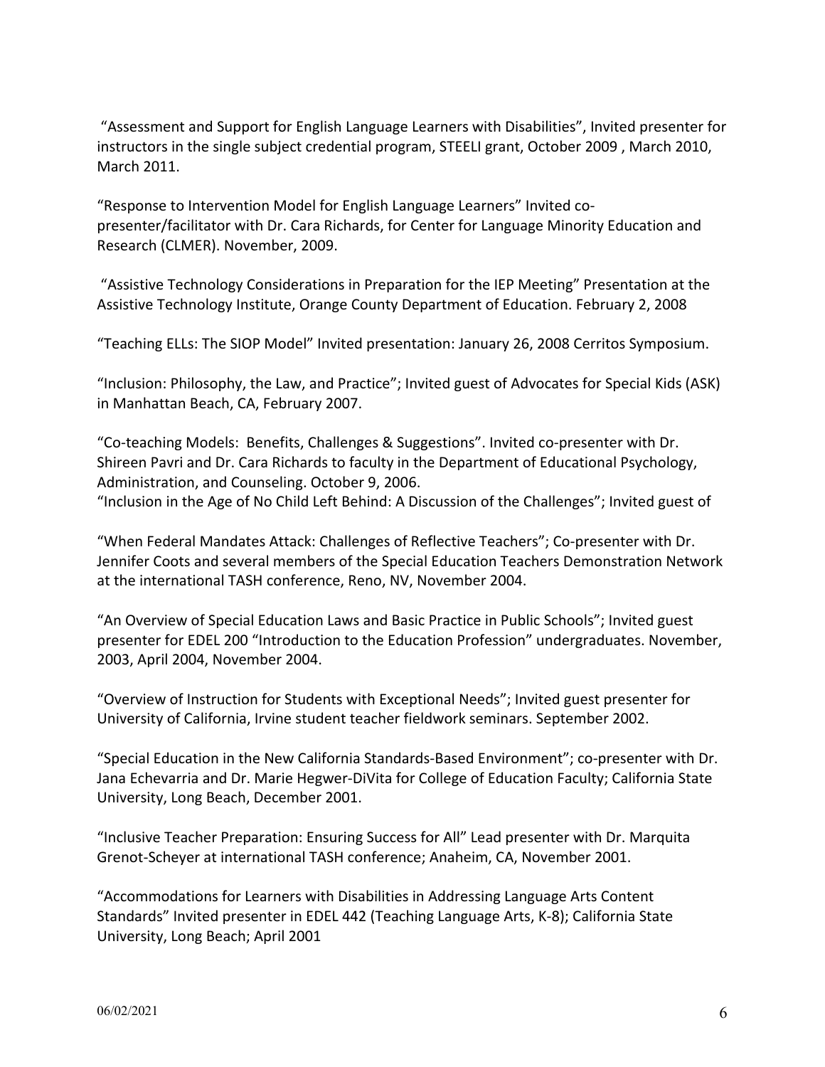"Assessment and Support for English Language Learners with Disabilities", Invited presenter for instructors in the single subject credential program, STEELI grant, October 2009 , March 2010, March 2011.

"Response to Intervention Model for English Language Learners" Invited co-presenter/facilitator with Dr. Cara Richards, for Center for Language Minority Education and Research (CLMER). November, 2009.

"Assistive Technology Considerations in Preparation for the IEP Meeting" Presentation at the Assistive Technology Institute, Orange County Department of Education. February 2, 2008

"Teaching ELLs: The SIOP Model" Invited presentation: January 26, 2008 Cerritos Symposium.

"Inclusion: Philosophy, the Law, and Practice"; Invited guest of Advocates for Special Kids (ASK) in Manhattan Beach, CA, February 2007.

"Co-teaching Models: Benefits, Challenges & Suggestions". Invited co-presenter with Dr. Shireen Pavri and Dr. Cara Richards to faculty in the Department of Educational Psychology, Administration, and Counseling. October 9, 2006.
"Inclusion in the Age of No Child Left Behind: A Discussion of the Challenges"; Invited guest of

"When Federal Mandates Attack: Challenges of Reflective Teachers"; Co-presenter with Dr. Jennifer Coots and several members of the Special Education Teachers Demonstration Network at the international TASH conference, Reno, NV, November 2004.

"An Overview of Special Education Laws and Basic Practice in Public Schools"; Invited guest presenter for EDEL 200 "Introduction to the Education Profession" undergraduates. November, 2003, April 2004, November 2004.

"Overview of Instruction for Students with Exceptional Needs"; Invited guest presenter for University of California, Irvine student teacher fieldwork seminars. September 2002.

"Special Education in the New California Standards-Based Environment"; co-presenter with Dr. Jana Echevarria and Dr. Marie Hegwer-DiVita for College of Education Faculty; California State University, Long Beach, December 2001.

"Inclusive Teacher Preparation: Ensuring Success for All" Lead presenter with Dr. Marquita Grenot-Scheyer at international TASH conference; Anaheim, CA, November 2001.

"Accommodations for Learners with Disabilities in Addressing Language Arts Content Standards" Invited presenter in EDEL 442 (Teaching Language Arts, K-8); California State University, Long Beach; April 2001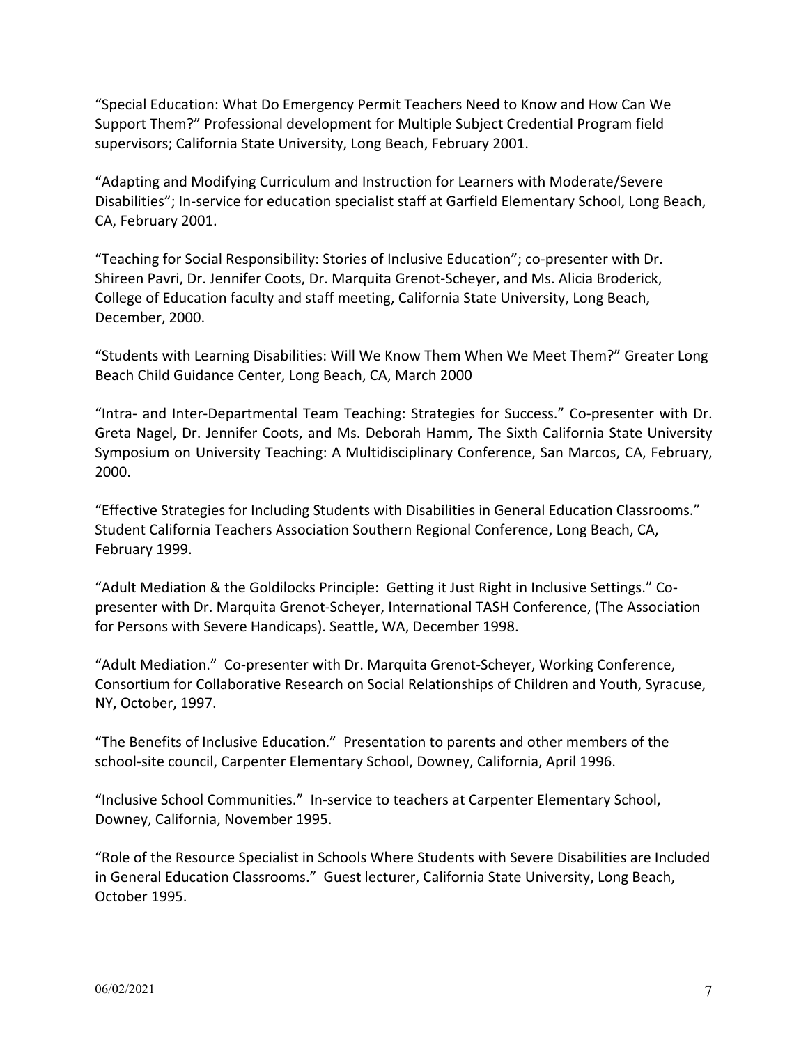"Special Education: What Do Emergency Permit Teachers Need to Know and How Can We Support Them?" Professional development for Multiple Subject Credential Program field supervisors; California State University, Long Beach, February 2001.

"Adapting and Modifying Curriculum and Instruction for Learners with Moderate/Severe Disabilities"; In-service for education specialist staff at Garfield Elementary School, Long Beach, CA, February 2001.

"Teaching for Social Responsibility: Stories of Inclusive Education"; co-presenter with Dr. Shireen Pavri, Dr. Jennifer Coots, Dr. Marquita Grenot-Scheyer, and Ms. Alicia Broderick, College of Education faculty and staff meeting, California State University, Long Beach, December, 2000.

"Students with Learning Disabilities: Will We Know Them When We Meet Them?" Greater Long Beach Child Guidance Center, Long Beach, CA, March 2000

"Intra- and Inter-Departmental Team Teaching: Strategies for Success." Co-presenter with Dr. Greta Nagel, Dr. Jennifer Coots, and Ms. Deborah Hamm, The Sixth California State University Symposium on University Teaching: A Multidisciplinary Conference, San Marcos, CA, February, 2000.

"Effective Strategies for Including Students with Disabilities in General Education Classrooms." Student California Teachers Association Southern Regional Conference, Long Beach, CA, February 1999.

"Adult Mediation & the Goldilocks Principle: Getting it Just Right in Inclusive Settings." Co-presenter with Dr. Marquita Grenot-Scheyer, International TASH Conference, (The Association for Persons with Severe Handicaps). Seattle, WA, December 1998.

"Adult Mediation." Co-presenter with Dr. Marquita Grenot-Scheyer, Working Conference, Consortium for Collaborative Research on Social Relationships of Children and Youth, Syracuse, NY, October, 1997.

"The Benefits of Inclusive Education." Presentation to parents and other members of the school-site council, Carpenter Elementary School, Downey, California, April 1996.

"Inclusive School Communities." In-service to teachers at Carpenter Elementary School, Downey, California, November 1995.

"Role of the Resource Specialist in Schools Where Students with Severe Disabilities are Included in General Education Classrooms." Guest lecturer, California State University, Long Beach, October 1995.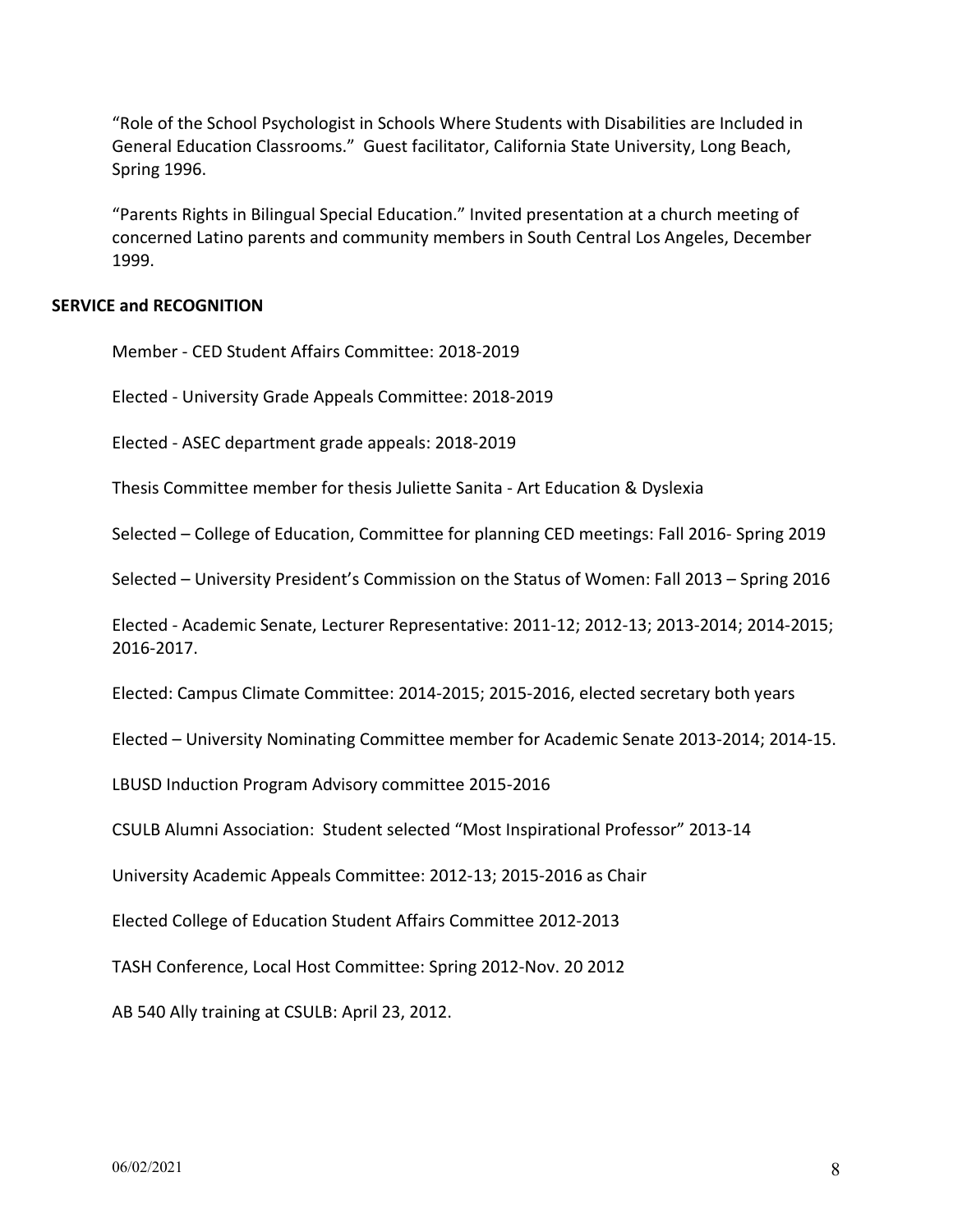"Role of the School Psychologist in Schools Where Students with Disabilities are Included in General Education Classrooms." Guest facilitator, California State University, Long Beach, Spring 1996.

"Parents Rights in Bilingual Special Education." Invited presentation at a church meeting of concerned Latino parents and community members in South Central Los Angeles, December 1999.

## SERVICE and RECOGNITION

Member - CED Student Affairs Committee: 2018-2019

Elected - University Grade Appeals Committee: 2018-2019

Elected - ASEC department grade appeals: 2018-2019

Thesis Committee member for thesis Juliette Sanita - Art Education & Dyslexia

Selected – College of Education, Committee for planning CED meetings: Fall 2016- Spring 2019

Selected – University President's Commission on the Status of Women: Fall 2013 – Spring 2016

Elected - Academic Senate, Lecturer Representative: 2011-12; 2012-13; 2013-2014; 2014-2015; 2016-2017.

Elected: Campus Climate Committee: 2014-2015; 2015-2016, elected secretary both years

Elected – University Nominating Committee member for Academic Senate 2013-2014; 2014-15.

LBUSD Induction Program Advisory committee 2015-2016

CSULB Alumni Association: Student selected "Most Inspirational Professor" 2013-14

University Academic Appeals Committee: 2012-13; 2015-2016 as Chair

Elected College of Education Student Affairs Committee 2012-2013

TASH Conference, Local Host Committee: Spring 2012-Nov. 20 2012

AB 540 Ally training at CSULB: April 23, 2012.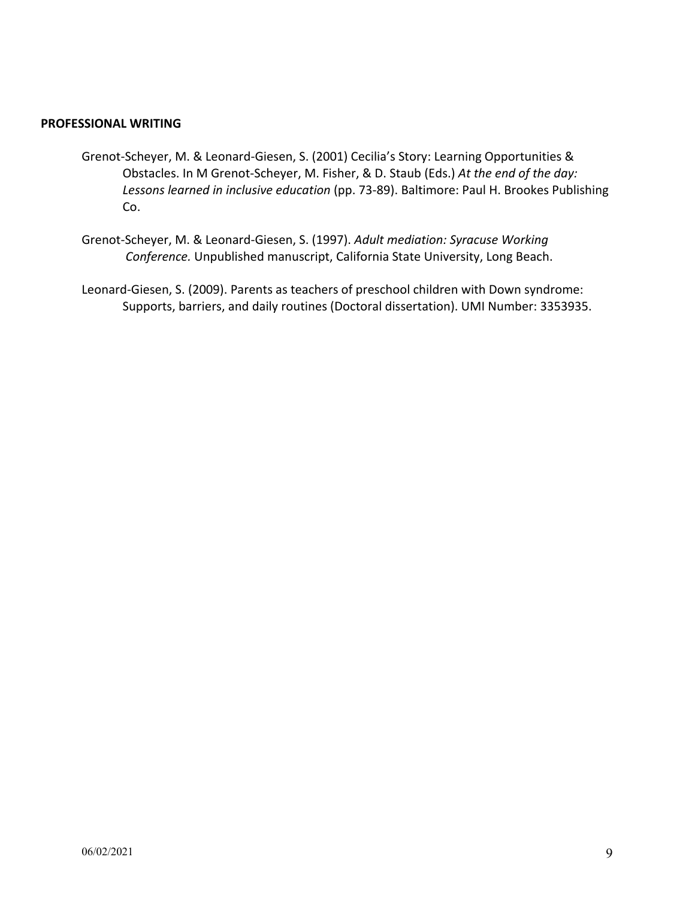**PROFESSIONAL WRITING**

Grenot-Scheyer, M. & Leonard-Giesen, S. (2001) Cecilia's Story: Learning Opportunities & Obstacles. In M Grenot-Scheyer, M. Fisher, & D. Staub (Eds.) *At the end of the day: Lessons learned in inclusive education* (pp. 73-89). Baltimore: Paul H. Brookes Publishing Co.

Grenot-Scheyer, M. & Leonard-Giesen, S. (1997). *Adult mediation: Syracuse Working Conference.* Unpublished manuscript, California State University, Long Beach.

Leonard-Giesen, S. (2009). Parents as teachers of preschool children with Down syndrome: Supports, barriers, and daily routines (Doctoral dissertation). UMI Number: 3353935.